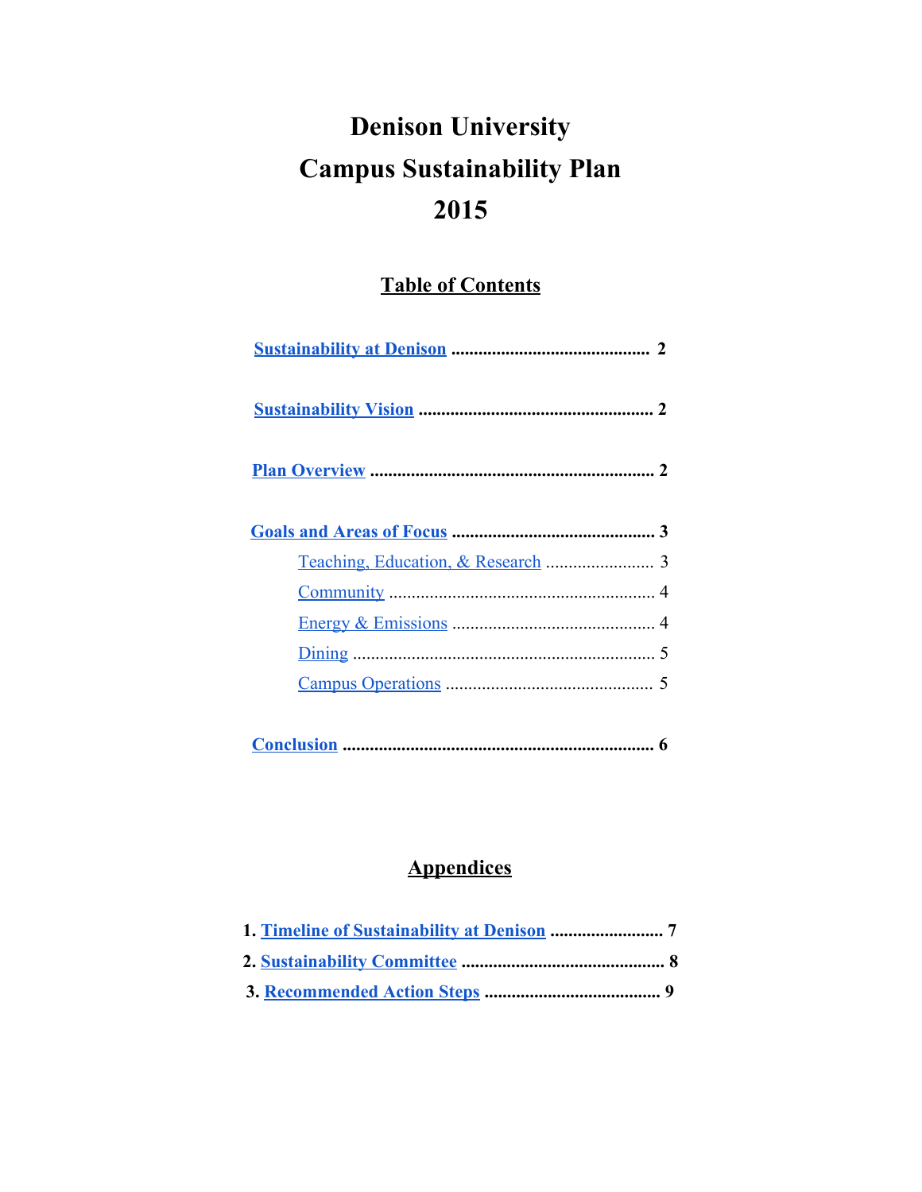# Denison University
# Campus Sustainability Plan
# 2015

## Table of Contents

**Sustainability at Denison** .......................................... **2**

**Sustainability Vision** .................................................. **2**

**Plan Overview** ............................................................ **2**

**Goals and Areas of Focus** .......................................... **3**

- Teaching, Education, & Research ........................ 3
- Community ........................................................... 4
- Energy & Emissions ............................................. 4
- Dining ................................................................... 5
- Campus Operations .............................................. 5

**Conclusion** .................................................................. **6**

## Appendices

1. **Timeline of Sustainability at Denison** ......................... **7**
2. **Sustainability Committee** ............................................ **8**
3. **Recommended Action Steps** ....................................... **9**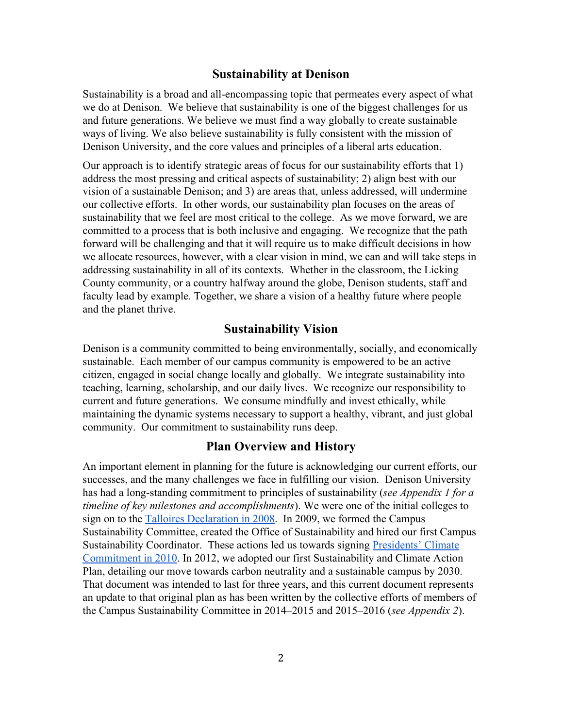## Sustainability at Denison

Sustainability is a broad and all-encompassing topic that permeates every aspect of what we do at Denison. We believe that sustainability is one of the biggest challenges for us and future generations. We believe we must find a way globally to create sustainable ways of living. We also believe sustainability is fully consistent with the mission of Denison University, and the core values and principles of a liberal arts education.

Our approach is to identify strategic areas of focus for our sustainability efforts that 1) address the most pressing and critical aspects of sustainability; 2) align best with our vision of a sustainable Denison; and 3) are areas that, unless addressed, will undermine our collective efforts. In other words, our sustainability plan focuses on the areas of sustainability that we feel are most critical to the college. As we move forward, we are committed to a process that is both inclusive and engaging. We recognize that the path forward will be challenging and that it will require us to make difficult decisions in how we allocate resources, however, with a clear vision in mind, we can and will take steps in addressing sustainability in all of its contexts. Whether in the classroom, the Licking County community, or a country halfway around the globe, Denison students, staff and faculty lead by example. Together, we share a vision of a healthy future where people and the planet thrive.

## Sustainability Vision

Denison is a community committed to being environmentally, socially, and economically sustainable. Each member of our campus community is empowered to be an active citizen, engaged in social change locally and globally. We integrate sustainability into teaching, learning, scholarship, and our daily lives. We recognize our responsibility to current and future generations. We consume mindfully and invest ethically, while maintaining the dynamic systems necessary to support a healthy, vibrant, and just global community. Our commitment to sustainability runs deep.

## Plan Overview and History

An important element in planning for the future is acknowledging our current efforts, our successes, and the many challenges we face in fulfilling our vision. Denison University has had a long-standing commitment to principles of sustainability (*see Appendix 1 for a timeline of key milestones and accomplishments*). We were one of the initial colleges to sign on to the Talloires Declaration in 2008. In 2009, we formed the Campus Sustainability Committee, created the Office of Sustainability and hired our first Campus Sustainability Coordinator. These actions led us towards signing Presidents' Climate Commitment in 2010. In 2012, we adopted our first Sustainability and Climate Action Plan, detailing our move towards carbon neutrality and a sustainable campus by 2030. That document was intended to last for three years, and this current document represents an update to that original plan as has been written by the collective efforts of members of the Campus Sustainability Committee in 2014–2015 and 2015–2016 (*see Appendix 2*).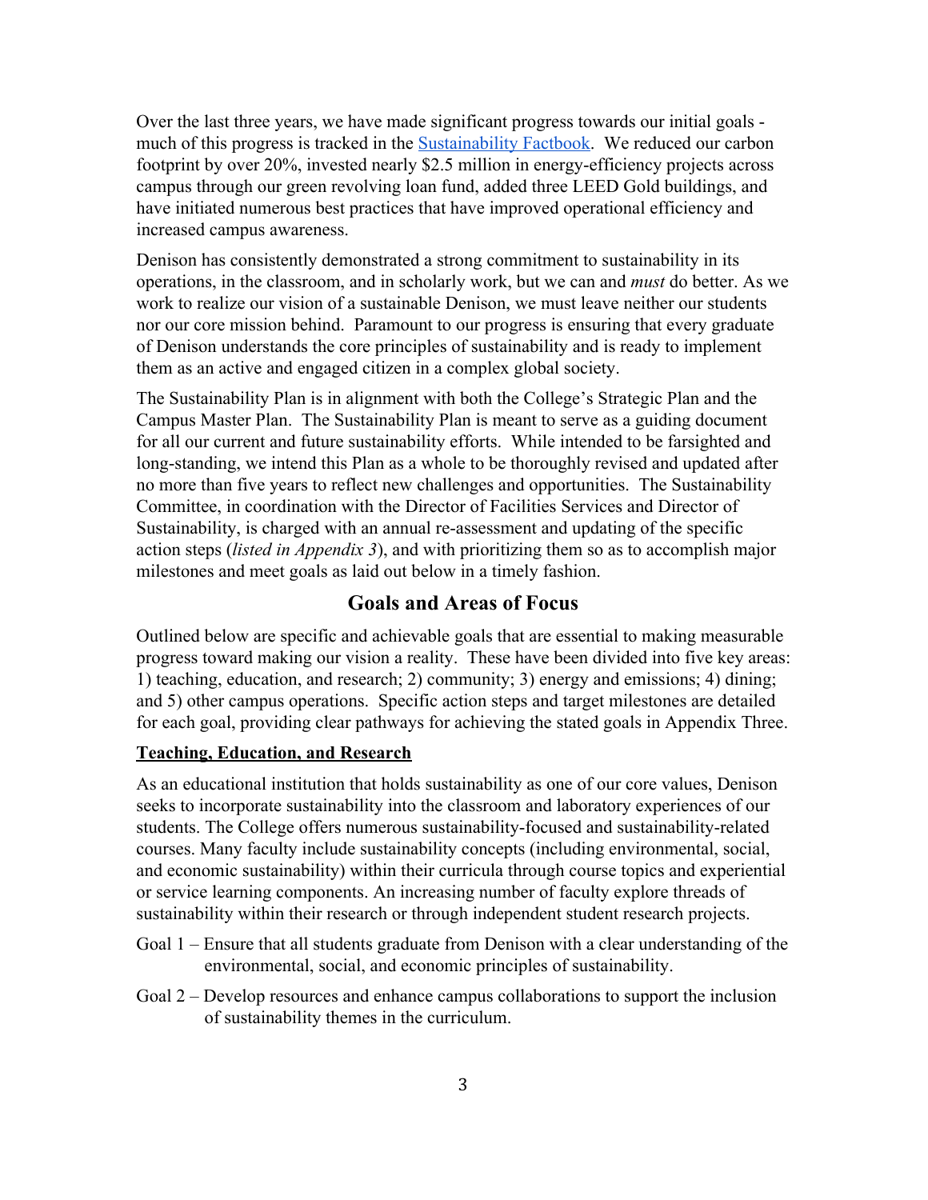Over the last three years, we have made significant progress towards our initial goals - much of this progress is tracked in the Sustainability Factbook. We reduced our carbon footprint by over 20%, invested nearly $2.5 million in energy-efficiency projects across campus through our green revolving loan fund, added three LEED Gold buildings, and have initiated numerous best practices that have improved operational efficiency and increased campus awareness.

Denison has consistently demonstrated a strong commitment to sustainability in its operations, in the classroom, and in scholarly work, but we can and *must* do better. As we work to realize our vision of a sustainable Denison, we must leave neither our students nor our core mission behind. Paramount to our progress is ensuring that every graduate of Denison understands the core principles of sustainability and is ready to implement them as an active and engaged citizen in a complex global society.

The Sustainability Plan is in alignment with both the College's Strategic Plan and the Campus Master Plan. The Sustainability Plan is meant to serve as a guiding document for all our current and future sustainability efforts. While intended to be farsighted and long-standing, we intend this Plan as a whole to be thoroughly revised and updated after no more than five years to reflect new challenges and opportunities. The Sustainability Committee, in coordination with the Director of Facilities Services and Director of Sustainability, is charged with an annual re-assessment and updating of the specific action steps (*listed in Appendix 3*), and with prioritizing them so as to accomplish major milestones and meet goals as laid out below in a timely fashion.

## Goals and Areas of Focus

Outlined below are specific and achievable goals that are essential to making measurable progress toward making our vision a reality. These have been divided into five key areas: 1) teaching, education, and research; 2) community; 3) energy and emissions; 4) dining; and 5) other campus operations. Specific action steps and target milestones are detailed for each goal, providing clear pathways for achieving the stated goals in Appendix Three.

### Teaching, Education, and Research

As an educational institution that holds sustainability as one of our core values, Denison seeks to incorporate sustainability into the classroom and laboratory experiences of our students. The College offers numerous sustainability-focused and sustainability-related courses. Many faculty include sustainability concepts (including environmental, social, and economic sustainability) within their curricula through course topics and experiential or service learning components. An increasing number of faculty explore threads of sustainability within their research or through independent student research projects.

Goal 1 – Ensure that all students graduate from Denison with a clear understanding of the environmental, social, and economic principles of sustainability.

Goal 2 – Develop resources and enhance campus collaborations to support the inclusion of sustainability themes in the curriculum.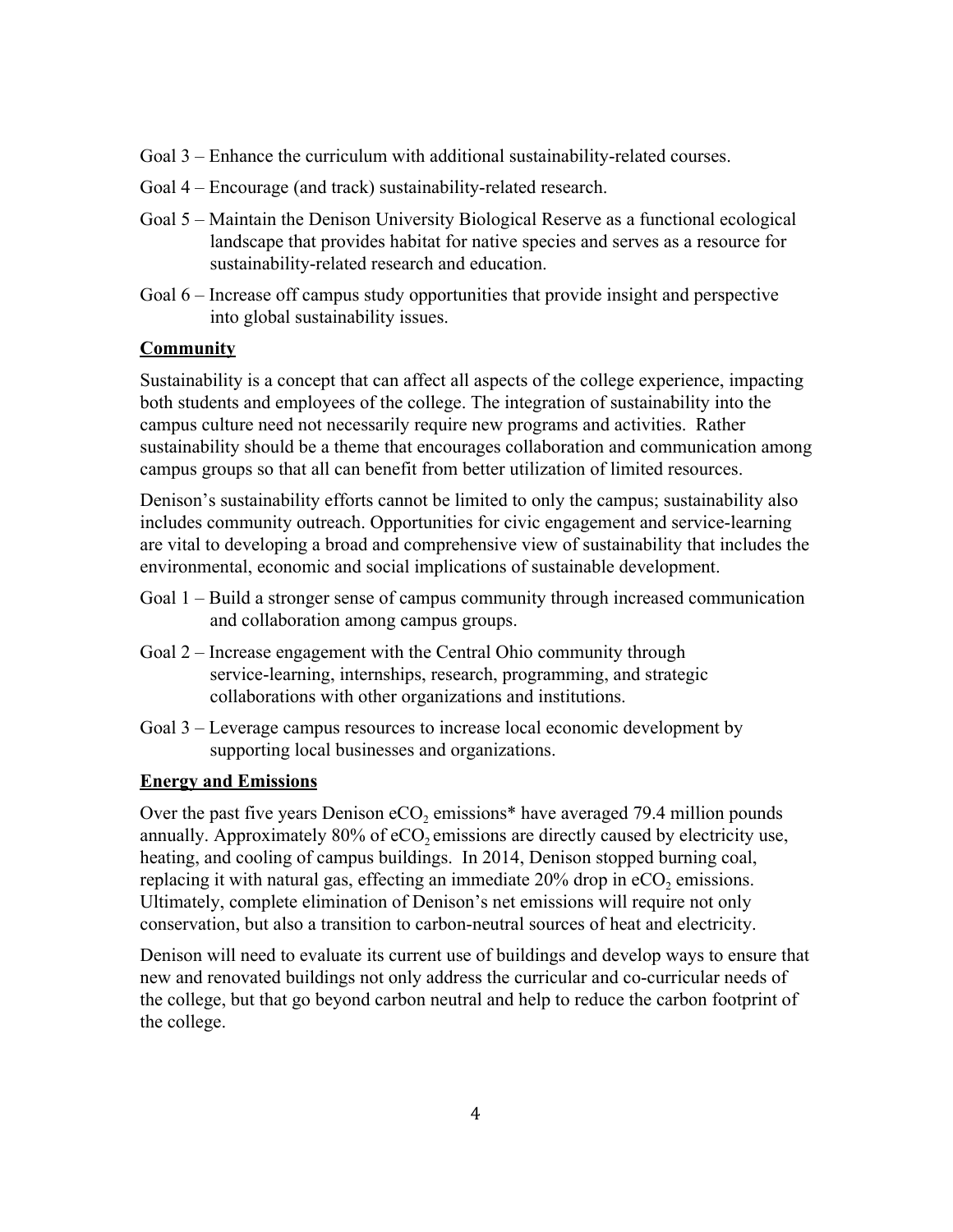Goal 3 – Enhance the curriculum with additional sustainability-related courses.

Goal 4 – Encourage (and track) sustainability-related research.

Goal 5 – Maintain the Denison University Biological Reserve as a functional ecological landscape that provides habitat for native species and serves as a resource for sustainability-related research and education.

Goal 6 – Increase off campus study opportunities that provide insight and perspective into global sustainability issues.

## Community

Sustainability is a concept that can affect all aspects of the college experience, impacting both students and employees of the college. The integration of sustainability into the campus culture need not necessarily require new programs and activities. Rather sustainability should be a theme that encourages collaboration and communication among campus groups so that all can benefit from better utilization of limited resources.

Denison's sustainability efforts cannot be limited to only the campus; sustainability also includes community outreach. Opportunities for civic engagement and service-learning are vital to developing a broad and comprehensive view of sustainability that includes the environmental, economic and social implications of sustainable development.

Goal 1 – Build a stronger sense of campus community through increased communication and collaboration among campus groups.

Goal 2 – Increase engagement with the Central Ohio community through service-learning, internships, research, programming, and strategic collaborations with other organizations and institutions.

Goal 3 – Leverage campus resources to increase local economic development by supporting local businesses and organizations.

## Energy and Emissions

Over the past five years Denison $eCO_2$ emissions* have averaged 79.4 million pounds annually. Approximately 80% of $eCO_2$ emissions are directly caused by electricity use, heating, and cooling of campus buildings. In 2014, Denison stopped burning coal, replacing it with natural gas, effecting an immediate 20% drop in $eCO_2$ emissions. Ultimately, complete elimination of Denison's net emissions will require not only conservation, but also a transition to carbon-neutral sources of heat and electricity.

Denison will need to evaluate its current use of buildings and develop ways to ensure that new and renovated buildings not only address the curricular and co-curricular needs of the college, but that go beyond carbon neutral and help to reduce the carbon footprint of the college.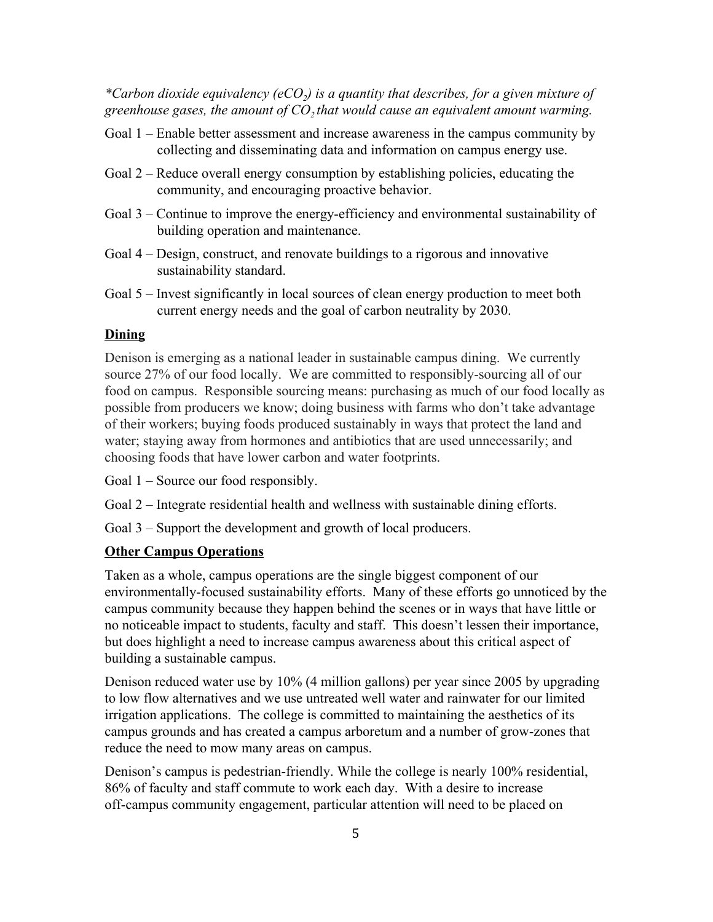*Carbon dioxide equivalency (e$CO_2$) is a quantity that describes, for a given mixture of greenhouse gases, the amount of $CO_2$ that would cause an equivalent amount warming.*

Goal 1 – Enable better assessment and increase awareness in the campus community by collecting and disseminating data and information on campus energy use.

Goal 2 – Reduce overall energy consumption by establishing policies, educating the community, and encouraging proactive behavior.

Goal 3 – Continue to improve the energy-efficiency and environmental sustainability of building operation and maintenance.

Goal 4 – Design, construct, and renovate buildings to a rigorous and innovative sustainability standard.

Goal 5 – Invest significantly in local sources of clean energy production to meet both current energy needs and the goal of carbon neutrality by 2030.

**Dining**

Denison is emerging as a national leader in sustainable campus dining. We currently source 27% of our food locally. We are committed to responsibly-sourcing all of our food on campus. Responsible sourcing means: purchasing as much of our food locally as possible from producers we know; doing business with farms who don't take advantage of their workers; buying foods produced sustainably in ways that protect the land and water; staying away from hormones and antibiotics that are used unnecessarily; and choosing foods that have lower carbon and water footprints.

Goal 1 – Source our food responsibly.

Goal 2 – Integrate residential health and wellness with sustainable dining efforts.

Goal 3 – Support the development and growth of local producers.

**Other Campus Operations**

Taken as a whole, campus operations are the single biggest component of our environmentally-focused sustainability efforts. Many of these efforts go unnoticed by the campus community because they happen behind the scenes or in ways that have little or no noticeable impact to students, faculty and staff. This doesn't lessen their importance, but does highlight a need to increase campus awareness about this critical aspect of building a sustainable campus.

Denison reduced water use by 10% (4 million gallons) per year since 2005 by upgrading to low flow alternatives and we use untreated well water and rainwater for our limited irrigation applications. The college is committed to maintaining the aesthetics of its campus grounds and has created a campus arboretum and a number of grow-zones that reduce the need to mow many areas on campus.

Denison's campus is pedestrian-friendly. While the college is nearly 100% residential, 86% of faculty and staff commute to work each day. With a desire to increase off-campus community engagement, particular attention will need to be placed on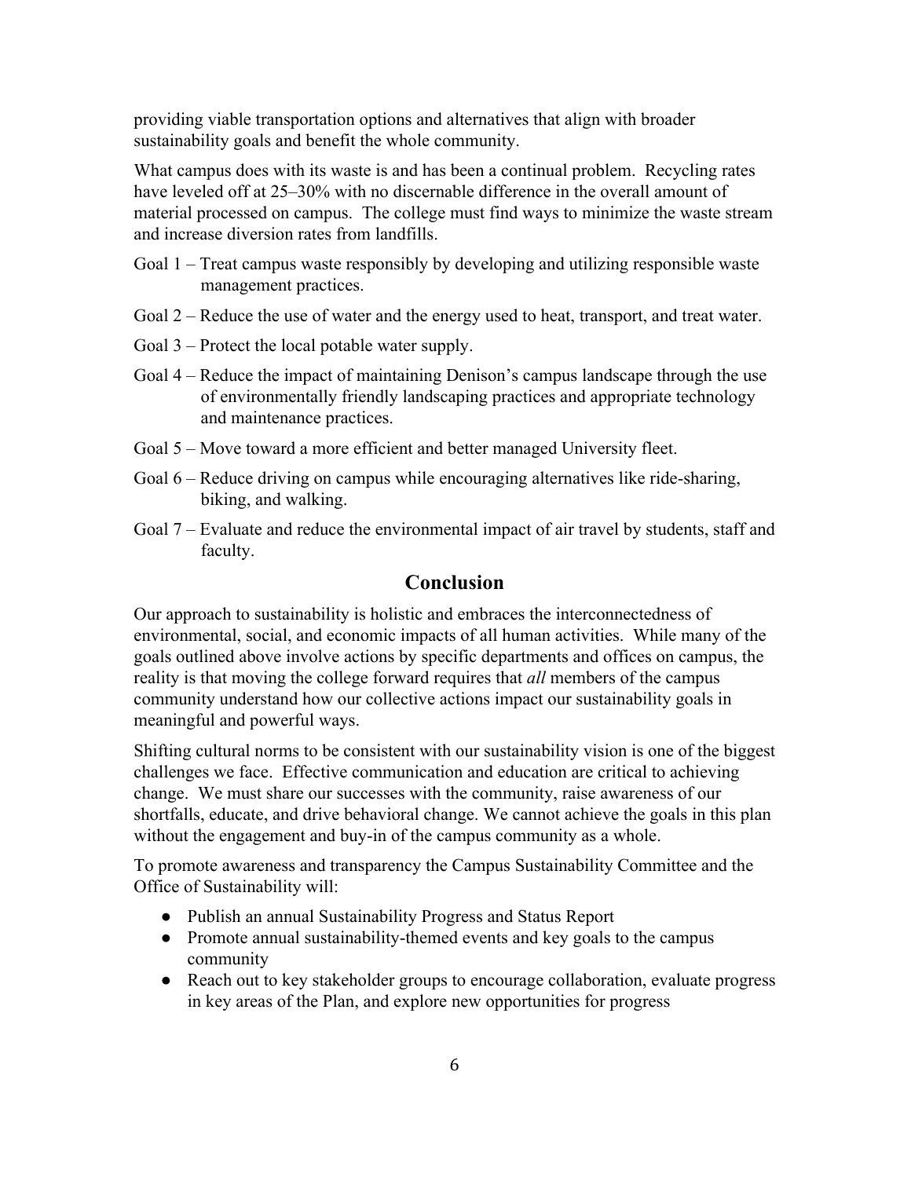providing viable transportation options and alternatives that align with broader sustainability goals and benefit the whole community.

What campus does with its waste is and has been a continual problem. Recycling rates have leveled off at 25–30% with no discernable difference in the overall amount of material processed on campus. The college must find ways to minimize the waste stream and increase diversion rates from landfills.

Goal 1 – Treat campus waste responsibly by developing and utilizing responsible waste management practices.

Goal 2 – Reduce the use of water and the energy used to heat, transport, and treat water.

Goal 3 – Protect the local potable water supply.

Goal 4 – Reduce the impact of maintaining Denison's campus landscape through the use of environmentally friendly landscaping practices and appropriate technology and maintenance practices.

Goal 5 – Move toward a more efficient and better managed University fleet.

Goal 6 – Reduce driving on campus while encouraging alternatives like ride-sharing, biking, and walking.

Goal 7 – Evaluate and reduce the environmental impact of air travel by students, staff and faculty.

## Conclusion

Our approach to sustainability is holistic and embraces the interconnectedness of environmental, social, and economic impacts of all human activities. While many of the goals outlined above involve actions by specific departments and offices on campus, the reality is that moving the college forward requires that *all* members of the campus community understand how our collective actions impact our sustainability goals in meaningful and powerful ways.

Shifting cultural norms to be consistent with our sustainability vision is one of the biggest challenges we face. Effective communication and education are critical to achieving change. We must share our successes with the community, raise awareness of our shortfalls, educate, and drive behavioral change. We cannot achieve the goals in this plan without the engagement and buy-in of the campus community as a whole.

To promote awareness and transparency the Campus Sustainability Committee and the Office of Sustainability will:

- Publish an annual Sustainability Progress and Status Report
- Promote annual sustainability-themed events and key goals to the campus community
- Reach out to key stakeholder groups to encourage collaboration, evaluate progress in key areas of the Plan, and explore new opportunities for progress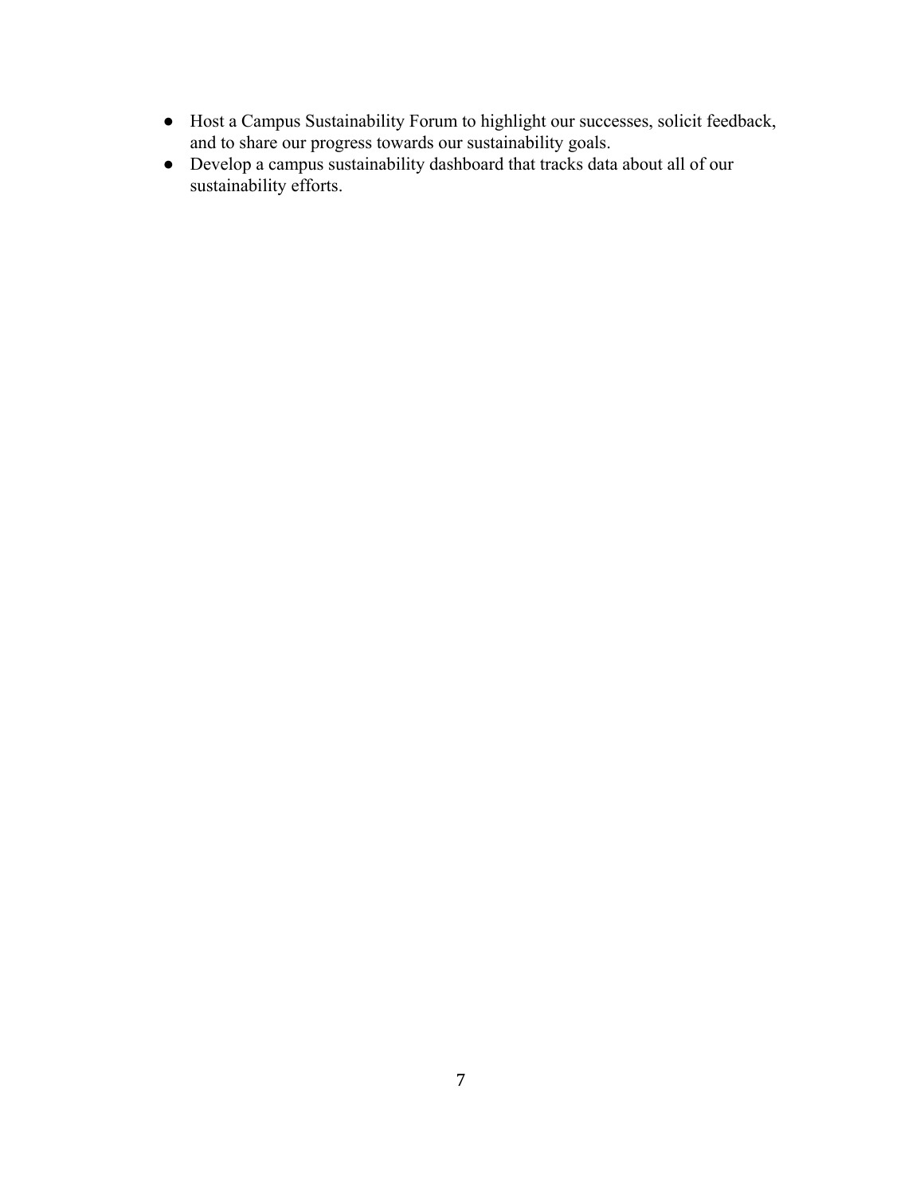- Host a Campus Sustainability Forum to highlight our successes, solicit feedback, and to share our progress towards our sustainability goals.
- Develop a campus sustainability dashboard that tracks data about all of our sustainability efforts.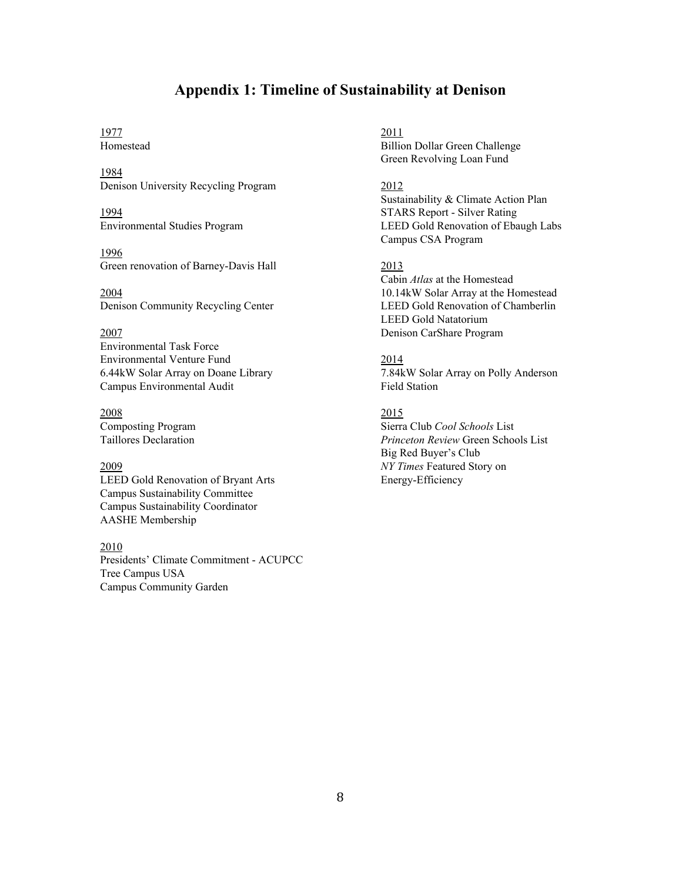## Appendix 1: Timeline of Sustainability at Denison

1977
Homestead

1984
Denison University Recycling Program

1994
Environmental Studies Program

1996
Green renovation of Barney-Davis Hall

2004
Denison Community Recycling Center

2007
Environmental Task Force
Environmental Venture Fund
6.44kW Solar Array on Doane Library
Campus Environmental Audit

2008
Composting Program
Taillores Declaration

2009
LEED Gold Renovation of Bryant Arts
Campus Sustainability Committee
Campus Sustainability Coordinator
AASHE Membership

2010
Presidents' Climate Commitment - ACUPCC
Tree Campus USA
Campus Community Garden

2011
Billion Dollar Green Challenge
Green Revolving Loan Fund

2012
Sustainability & Climate Action Plan
STARS Report - Silver Rating
LEED Gold Renovation of Ebaugh Labs
Campus CSA Program

2013
Cabin *Atlas* at the Homestead
10.14kW Solar Array at the Homestead
LEED Gold Renovation of Chamberlin
LEED Gold Natatorium
Denison CarShare Program

2014
7.84kW Solar Array on Polly Anderson Field Station

2015
Sierra Club *Cool Schools* List
*Princeton Review* Green Schools List
Big Red Buyer's Club
*NY Times* Featured Story on Energy-Efficiency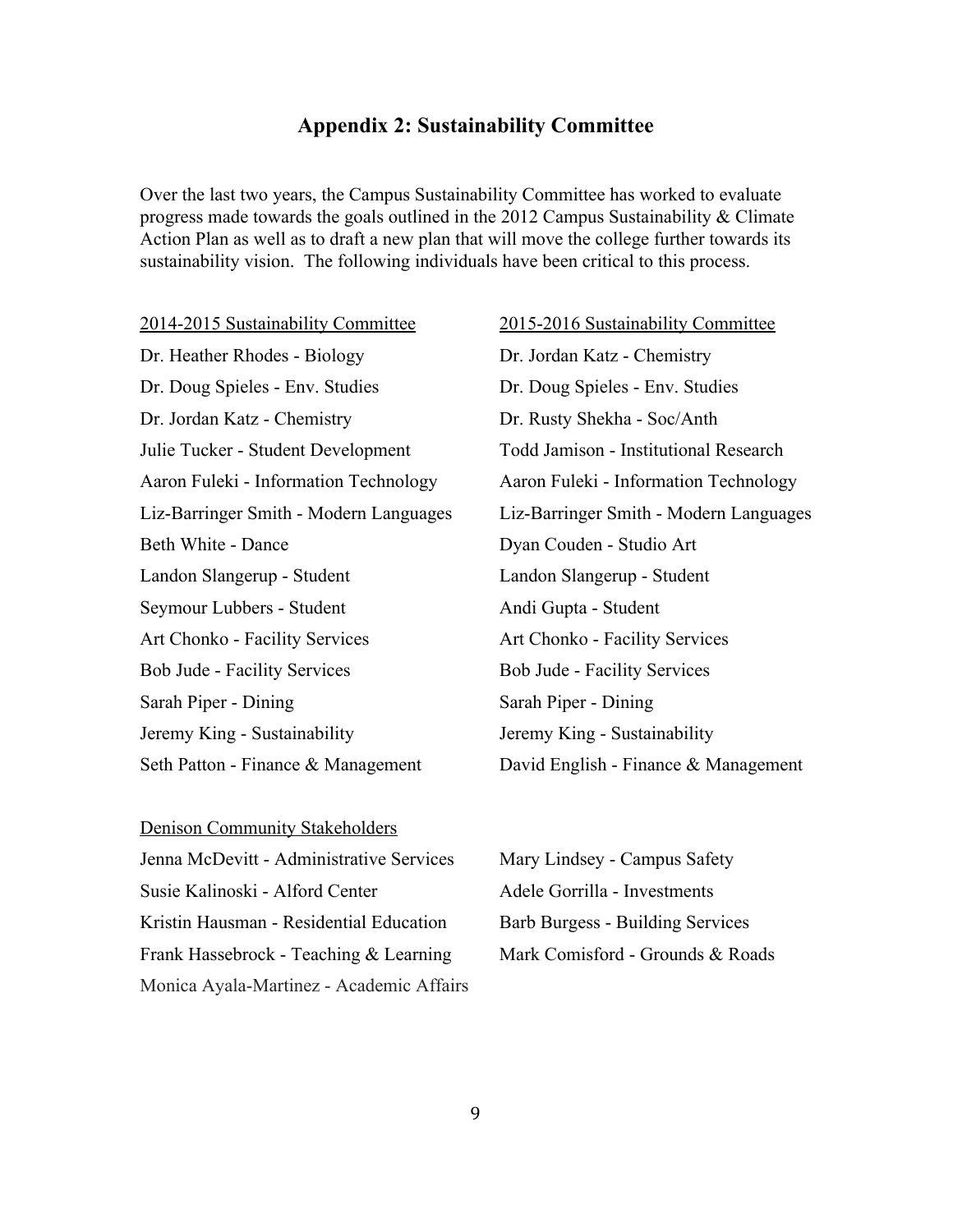## Appendix 2: Sustainability Committee

Over the last two years, the Campus Sustainability Committee has worked to evaluate progress made towards the goals outlined in the 2012 Campus Sustainability & Climate Action Plan as well as to draft a new plan that will move the college further towards its sustainability vision. The following individuals have been critical to this process.

| 2014-2015 Sustainability Committee | 2015-2016 Sustainability Committee |
|---|---|
| Dr. Heather Rhodes - Biology | Dr. Jordan Katz - Chemistry |
| Dr. Doug Spieles - Env. Studies | Dr. Doug Spieles - Env. Studies |
| Dr. Jordan Katz - Chemistry | Dr. Rusty Shekha - Soc/Anth |
| Julie Tucker - Student Development | Todd Jamison - Institutional Research |
| Aaron Fuleki - Information Technology | Aaron Fuleki - Information Technology |
| Liz-Barringer Smith - Modern Languages | Liz-Barringer Smith - Modern Languages |
| Beth White - Dance | Dyan Couden - Studio Art |
| Landon Slangerup - Student | Landon Slangerup - Student |
| Seymour Lubbers - Student | Andi Gupta - Student |
| Art Chonko - Facility Services | Art Chonko - Facility Services |
| Bob Jude - Facility Services | Bob Jude - Facility Services |
| Sarah Piper - Dining | Sarah Piper - Dining |
| Jeremy King - Sustainability | Jeremy King - Sustainability |
| Seth Patton - Finance & Management | David English - Finance & Management |

Denison Community Stakeholders

- Jenna McDevitt - Administrative Services
- Susie Kalinoski - Alford Center
- Kristin Hausman - Residential Education
- Frank Hassebrock - Teaching & Learning
- Monica Ayala-Martinez - Academic Affairs
- Mary Lindsey - Campus Safety
- Adele Gorrilla - Investments
- Barb Burgess - Building Services
- Mark Comisford - Grounds & Roads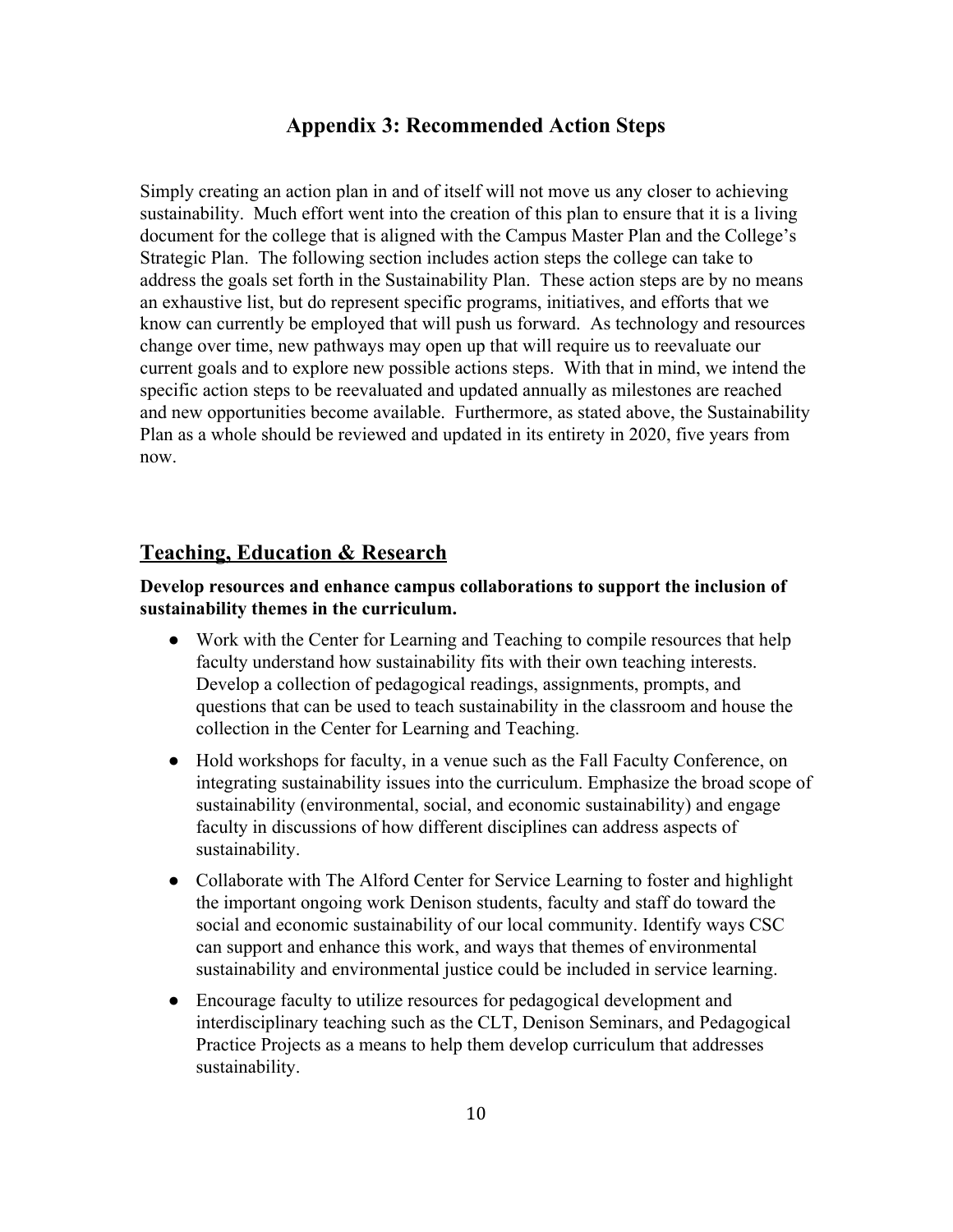## Appendix 3: Recommended Action Steps

Simply creating an action plan in and of itself will not move us any closer to achieving sustainability. Much effort went into the creation of this plan to ensure that it is a living document for the college that is aligned with the Campus Master Plan and the College's Strategic Plan. The following section includes action steps the college can take to address the goals set forth in the Sustainability Plan. These action steps are by no means an exhaustive list, but do represent specific programs, initiatives, and efforts that we know can currently be employed that will push us forward. As technology and resources change over time, new pathways may open up that will require us to reevaluate our current goals and to explore new possible actions steps. With that in mind, we intend the specific action steps to be reevaluated and updated annually as milestones are reached and new opportunities become available. Furthermore, as stated above, the Sustainability Plan as a whole should be reviewed and updated in its entirety in 2020, five years from now.

### Teaching, Education & Research

**Develop resources and enhance campus collaborations to support the inclusion of sustainability themes in the curriculum.**

- Work with the Center for Learning and Teaching to compile resources that help faculty understand how sustainability fits with their own teaching interests. Develop a collection of pedagogical readings, assignments, prompts, and questions that can be used to teach sustainability in the classroom and house the collection in the Center for Learning and Teaching.
- Hold workshops for faculty, in a venue such as the Fall Faculty Conference, on integrating sustainability issues into the curriculum. Emphasize the broad scope of sustainability (environmental, social, and economic sustainability) and engage faculty in discussions of how different disciplines can address aspects of sustainability.
- Collaborate with The Alford Center for Service Learning to foster and highlight the important ongoing work Denison students, faculty and staff do toward the social and economic sustainability of our local community. Identify ways CSC can support and enhance this work, and ways that themes of environmental sustainability and environmental justice could be included in service learning.
- Encourage faculty to utilize resources for pedagogical development and interdisciplinary teaching such as the CLT, Denison Seminars, and Pedagogical Practice Projects as a means to help them develop curriculum that addresses sustainability.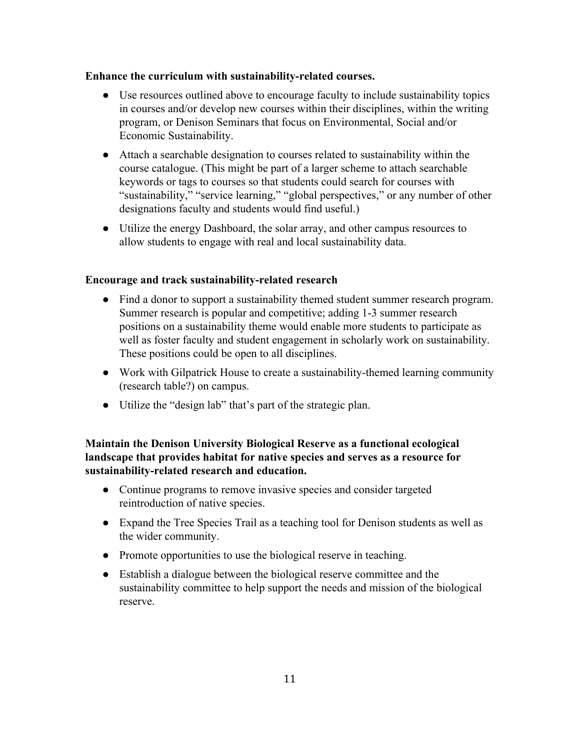**Enhance the curriculum with sustainability-related courses.**

- Use resources outlined above to encourage faculty to include sustainability topics in courses and/or develop new courses within their disciplines, within the writing program, or Denison Seminars that focus on Environmental, Social and/or Economic Sustainability.
- Attach a searchable designation to courses related to sustainability within the course catalogue. (This might be part of a larger scheme to attach searchable keywords or tags to courses so that students could search for courses with "sustainability," "service learning," "global perspectives," or any number of other designations faculty and students would find useful.)
- Utilize the energy Dashboard, the solar array, and other campus resources to allow students to engage with real and local sustainability data.

**Encourage and track sustainability-related research**

- Find a donor to support a sustainability themed student summer research program. Summer research is popular and competitive; adding 1-3 summer research positions on a sustainability theme would enable more students to participate as well as foster faculty and student engagement in scholarly work on sustainability. These positions could be open to all disciplines.
- Work with Gilpatrick House to create a sustainability-themed learning community (research table?) on campus.
- Utilize the "design lab" that's part of the strategic plan.

**Maintain the Denison University Biological Reserve as a functional ecological landscape that provides habitat for native species and serves as a resource for sustainability-related research and education.**

- Continue programs to remove invasive species and consider targeted reintroduction of native species.
- Expand the Tree Species Trail as a teaching tool for Denison students as well as the wider community.
- Promote opportunities to use the biological reserve in teaching.
- Establish a dialogue between the biological reserve committee and the sustainability committee to help support the needs and mission of the biological reserve.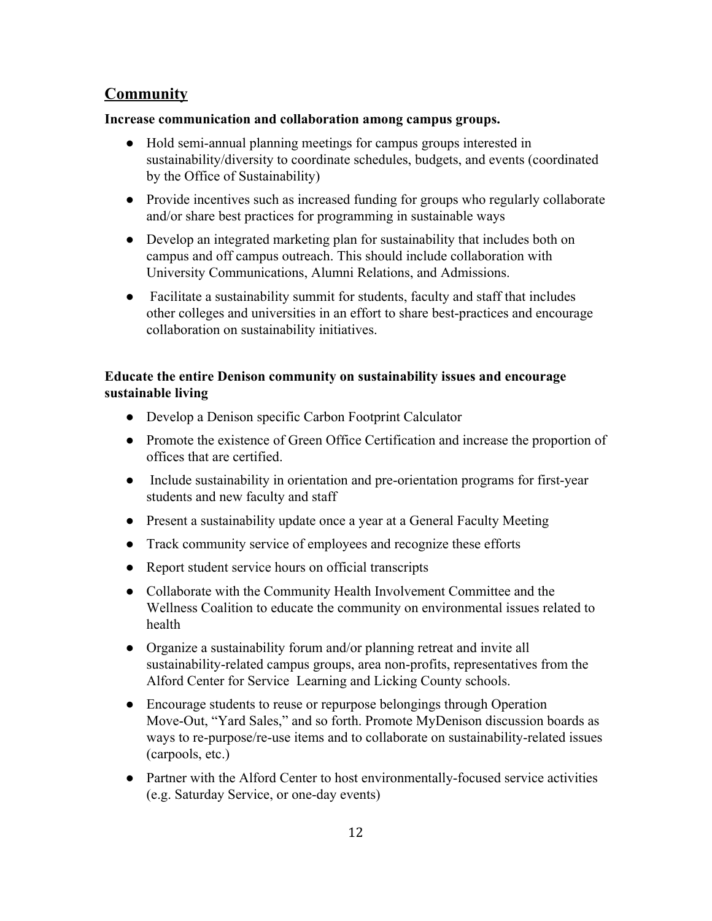## Community

**Increase communication and collaboration among campus groups.**

- Hold semi-annual planning meetings for campus groups interested in sustainability/diversity to coordinate schedules, budgets, and events (coordinated by the Office of Sustainability)
- Provide incentives such as increased funding for groups who regularly collaborate and/or share best practices for programming in sustainable ways
- Develop an integrated marketing plan for sustainability that includes both on campus and off campus outreach. This should include collaboration with University Communications, Alumni Relations, and Admissions.
- Facilitate a sustainability summit for students, faculty and staff that includes other colleges and universities in an effort to share best-practices and encourage collaboration on sustainability initiatives.

**Educate the entire Denison community on sustainability issues and encourage sustainable living**

- Develop a Denison specific Carbon Footprint Calculator
- Promote the existence of Green Office Certification and increase the proportion of offices that are certified.
- Include sustainability in orientation and pre-orientation programs for first-year students and new faculty and staff
- Present a sustainability update once a year at a General Faculty Meeting
- Track community service of employees and recognize these efforts
- Report student service hours on official transcripts
- Collaborate with the Community Health Involvement Committee and the Wellness Coalition to educate the community on environmental issues related to health
- Organize a sustainability forum and/or planning retreat and invite all sustainability-related campus groups, area non-profits, representatives from the Alford Center for Service Learning and Licking County schools.
- Encourage students to reuse or repurpose belongings through Operation Move-Out, "Yard Sales," and so forth. Promote MyDenison discussion boards as ways to re-purpose/re-use items and to collaborate on sustainability-related issues (carpools, etc.)
- Partner with the Alford Center to host environmentally-focused service activities (e.g. Saturday Service, or one-day events)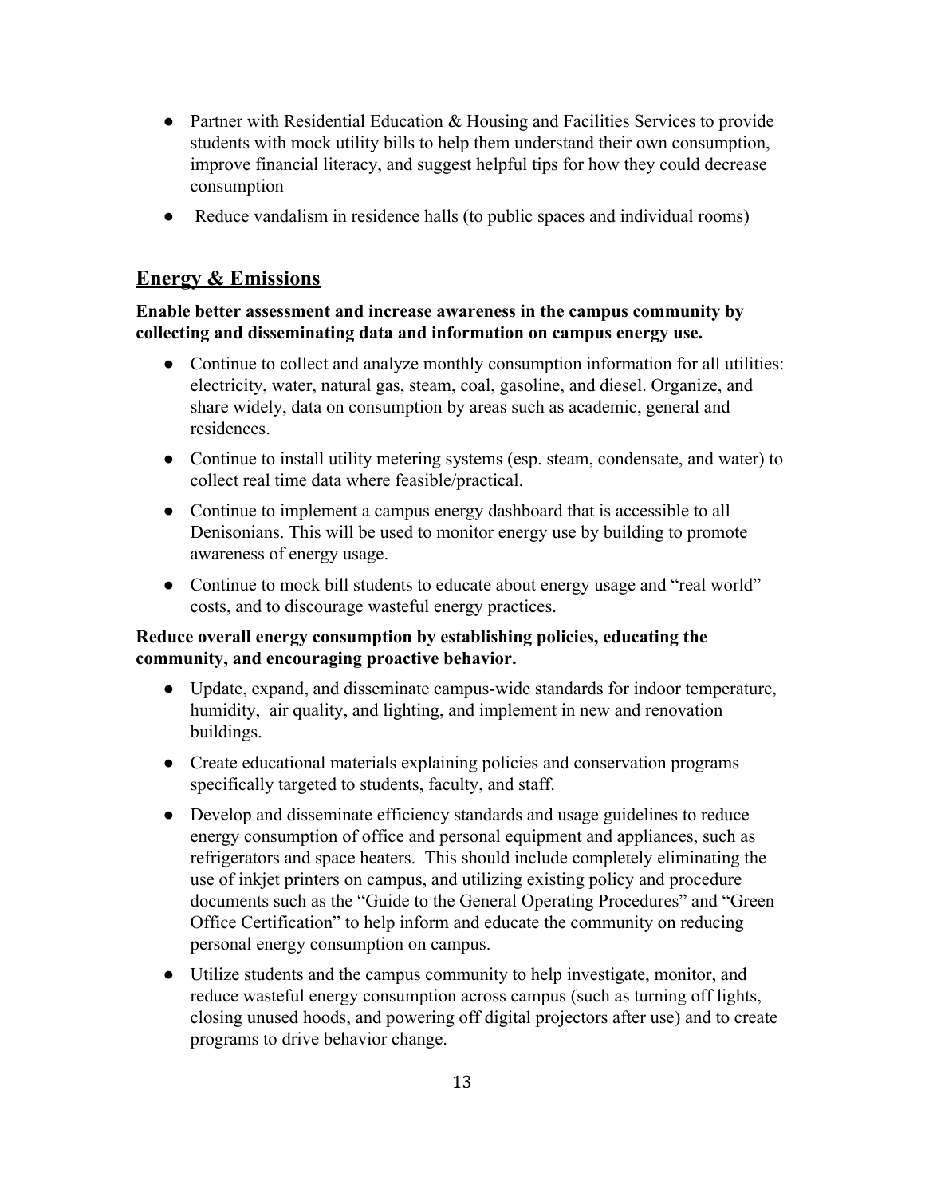- Partner with Residential Education & Housing and Facilities Services to provide students with mock utility bills to help them understand their own consumption, improve financial literacy, and suggest helpful tips for how they could decrease consumption
- Reduce vandalism in residence halls (to public spaces and individual rooms)

## Energy & Emissions

**Enable better assessment and increase awareness in the campus community by collecting and disseminating data and information on campus energy use.**

- Continue to collect and analyze monthly consumption information for all utilities: electricity, water, natural gas, steam, coal, gasoline, and diesel. Organize, and share widely, data on consumption by areas such as academic, general and residences.
- Continue to install utility metering systems (esp. steam, condensate, and water) to collect real time data where feasible/practical.
- Continue to implement a campus energy dashboard that is accessible to all Denisonians. This will be used to monitor energy use by building to promote awareness of energy usage.
- Continue to mock bill students to educate about energy usage and "real world" costs, and to discourage wasteful energy practices.

**Reduce overall energy consumption by establishing policies, educating the community, and encouraging proactive behavior.**

- Update, expand, and disseminate campus-wide standards for indoor temperature, humidity, air quality, and lighting, and implement in new and renovation buildings.
- Create educational materials explaining policies and conservation programs specifically targeted to students, faculty, and staff.
- Develop and disseminate efficiency standards and usage guidelines to reduce energy consumption of office and personal equipment and appliances, such as refrigerators and space heaters. This should include completely eliminating the use of inkjet printers on campus, and utilizing existing policy and procedure documents such as the "Guide to the General Operating Procedures" and "Green Office Certification" to help inform and educate the community on reducing personal energy consumption on campus.
- Utilize students and the campus community to help investigate, monitor, and reduce wasteful energy consumption across campus (such as turning off lights, closing unused hoods, and powering off digital projectors after use) and to create programs to drive behavior change.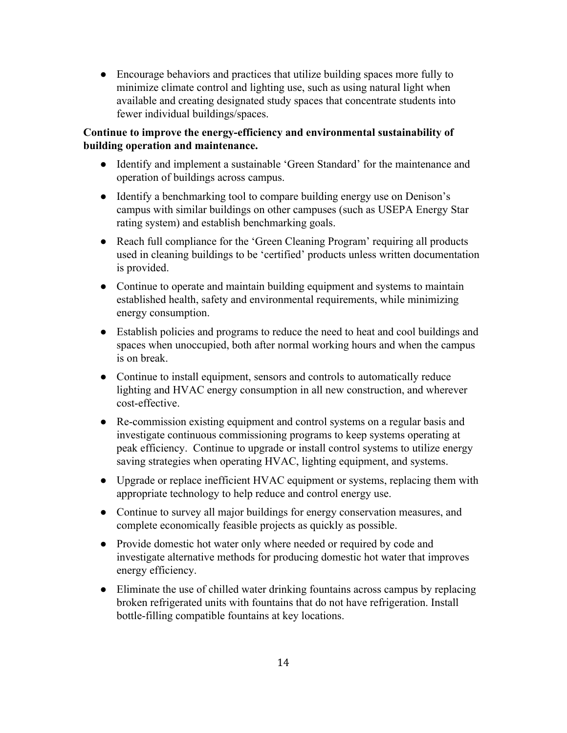- Encourage behaviors and practices that utilize building spaces more fully to minimize climate control and lighting use, such as using natural light when available and creating designated study spaces that concentrate students into fewer individual buildings/spaces.

**Continue to improve the energy-efficiency and environmental sustainability of building operation and maintenance.**

- Identify and implement a sustainable 'Green Standard' for the maintenance and operation of buildings across campus.
- Identify a benchmarking tool to compare building energy use on Denison's campus with similar buildings on other campuses (such as USEPA Energy Star rating system) and establish benchmarking goals.
- Reach full compliance for the 'Green Cleaning Program' requiring all products used in cleaning buildings to be 'certified' products unless written documentation is provided.
- Continue to operate and maintain building equipment and systems to maintain established health, safety and environmental requirements, while minimizing energy consumption.
- Establish policies and programs to reduce the need to heat and cool buildings and spaces when unoccupied, both after normal working hours and when the campus is on break.
- Continue to install equipment, sensors and controls to automatically reduce lighting and HVAC energy consumption in all new construction, and wherever cost-effective.
- Re-commission existing equipment and control systems on a regular basis and investigate continuous commissioning programs to keep systems operating at peak efficiency. Continue to upgrade or install control systems to utilize energy saving strategies when operating HVAC, lighting equipment, and systems.
- Upgrade or replace inefficient HVAC equipment or systems, replacing them with appropriate technology to help reduce and control energy use.
- Continue to survey all major buildings for energy conservation measures, and complete economically feasible projects as quickly as possible.
- Provide domestic hot water only where needed or required by code and investigate alternative methods for producing domestic hot water that improves energy efficiency.
- Eliminate the use of chilled water drinking fountains across campus by replacing broken refrigerated units with fountains that do not have refrigeration. Install bottle-filling compatible fountains at key locations.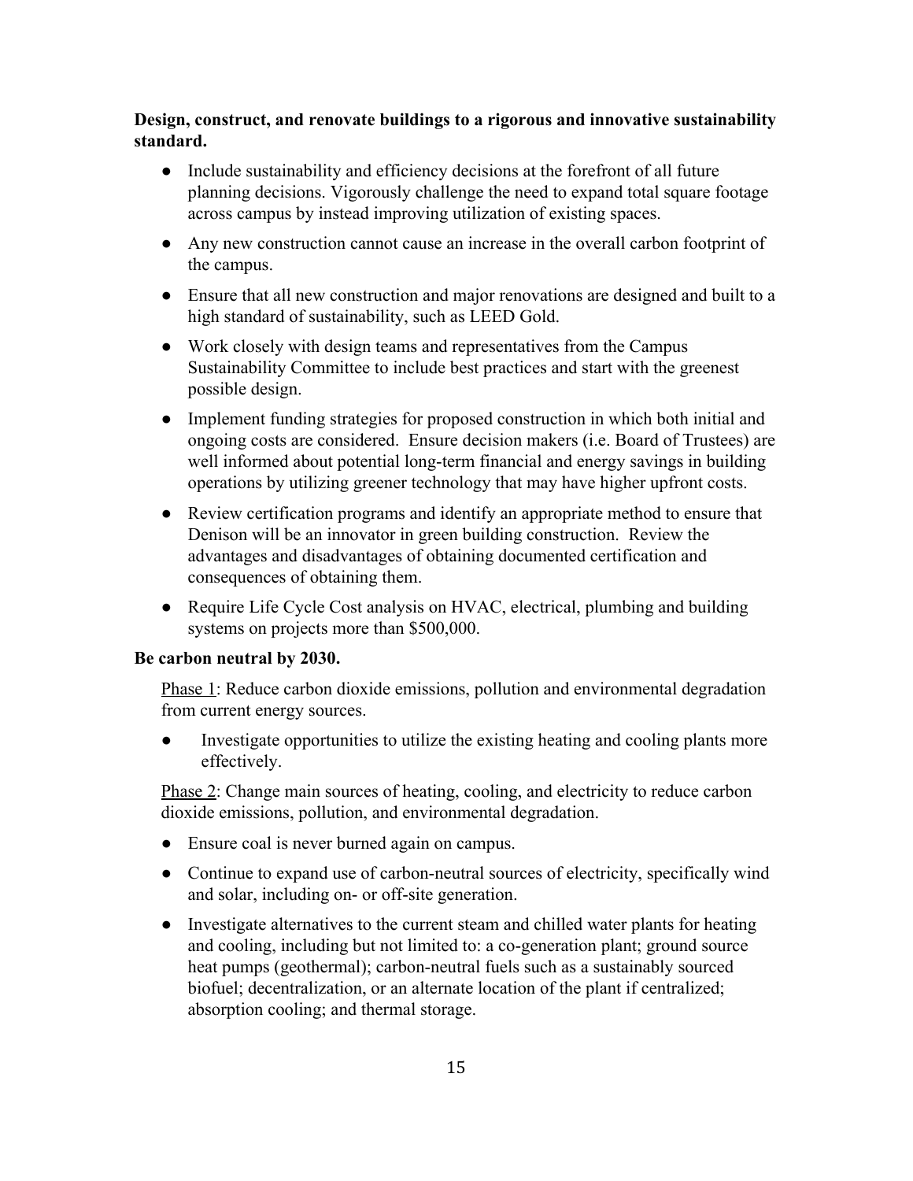**Design, construct, and renovate buildings to a rigorous and innovative sustainability standard.**

- Include sustainability and efficiency decisions at the forefront of all future planning decisions. Vigorously challenge the need to expand total square footage across campus by instead improving utilization of existing spaces.
- Any new construction cannot cause an increase in the overall carbon footprint of the campus.
- Ensure that all new construction and major renovations are designed and built to a high standard of sustainability, such as LEED Gold.
- Work closely with design teams and representatives from the Campus Sustainability Committee to include best practices and start with the greenest possible design.
- Implement funding strategies for proposed construction in which both initial and ongoing costs are considered. Ensure decision makers (i.e. Board of Trustees) are well informed about potential long-term financial and energy savings in building operations by utilizing greener technology that may have higher upfront costs.
- Review certification programs and identify an appropriate method to ensure that Denison will be an innovator in green building construction. Review the advantages and disadvantages of obtaining documented certification and consequences of obtaining them.
- Require Life Cycle Cost analysis on HVAC, electrical, plumbing and building systems on projects more than $500,000.

**Be carbon neutral by 2030.**

Phase 1: Reduce carbon dioxide emissions, pollution and environmental degradation from current energy sources.

- Investigate opportunities to utilize the existing heating and cooling plants more effectively.

Phase 2: Change main sources of heating, cooling, and electricity to reduce carbon dioxide emissions, pollution, and environmental degradation.

- Ensure coal is never burned again on campus.
- Continue to expand use of carbon-neutral sources of electricity, specifically wind and solar, including on- or off-site generation.
- Investigate alternatives to the current steam and chilled water plants for heating and cooling, including but not limited to: a co-generation plant; ground source heat pumps (geothermal); carbon-neutral fuels such as a sustainably sourced biofuel; decentralization, or an alternate location of the plant if centralized; absorption cooling; and thermal storage.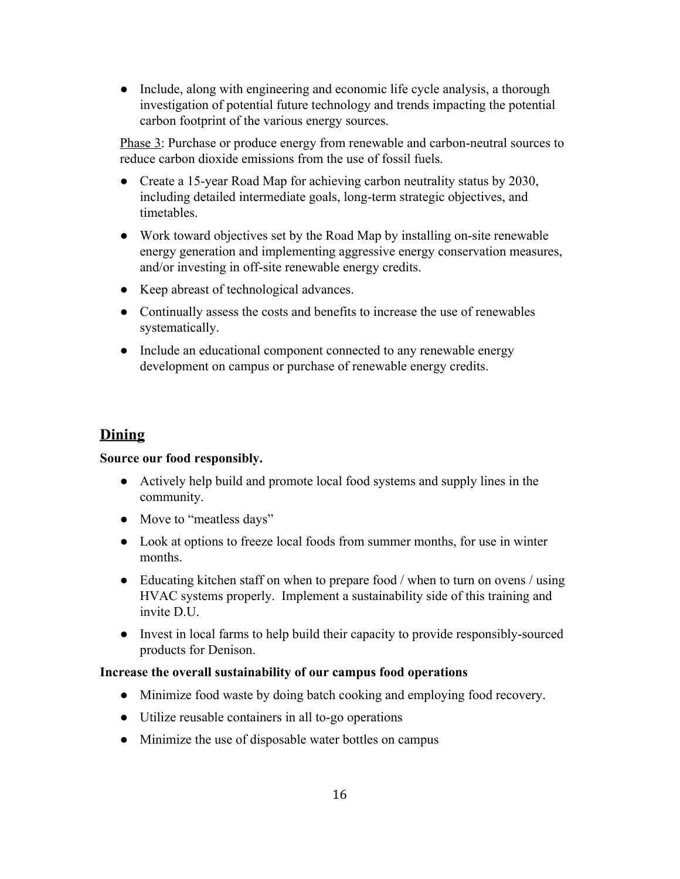- Include, along with engineering and economic life cycle analysis, a thorough investigation of potential future technology and trends impacting the potential carbon footprint of the various energy sources.

Phase 3: Purchase or produce energy from renewable and carbon-neutral sources to reduce carbon dioxide emissions from the use of fossil fuels.

- Create a 15-year Road Map for achieving carbon neutrality status by 2030, including detailed intermediate goals, long-term strategic objectives, and timetables.
- Work toward objectives set by the Road Map by installing on-site renewable energy generation and implementing aggressive energy conservation measures, and/or investing in off-site renewable energy credits.
- Keep abreast of technological advances.
- Continually assess the costs and benefits to increase the use of renewables systematically.
- Include an educational component connected to any renewable energy development on campus or purchase of renewable energy credits.

## Dining

**Source our food responsibly.**

- Actively help build and promote local food systems and supply lines in the community.
- Move to "meatless days"
- Look at options to freeze local foods from summer months, for use in winter months.
- Educating kitchen staff on when to prepare food / when to turn on ovens / using HVAC systems properly. Implement a sustainability side of this training and invite D.U.
- Invest in local farms to help build their capacity to provide responsibly-sourced products for Denison.

**Increase the overall sustainability of our campus food operations**

- Minimize food waste by doing batch cooking and employing food recovery.
- Utilize reusable containers in all to-go operations
- Minimize the use of disposable water bottles on campus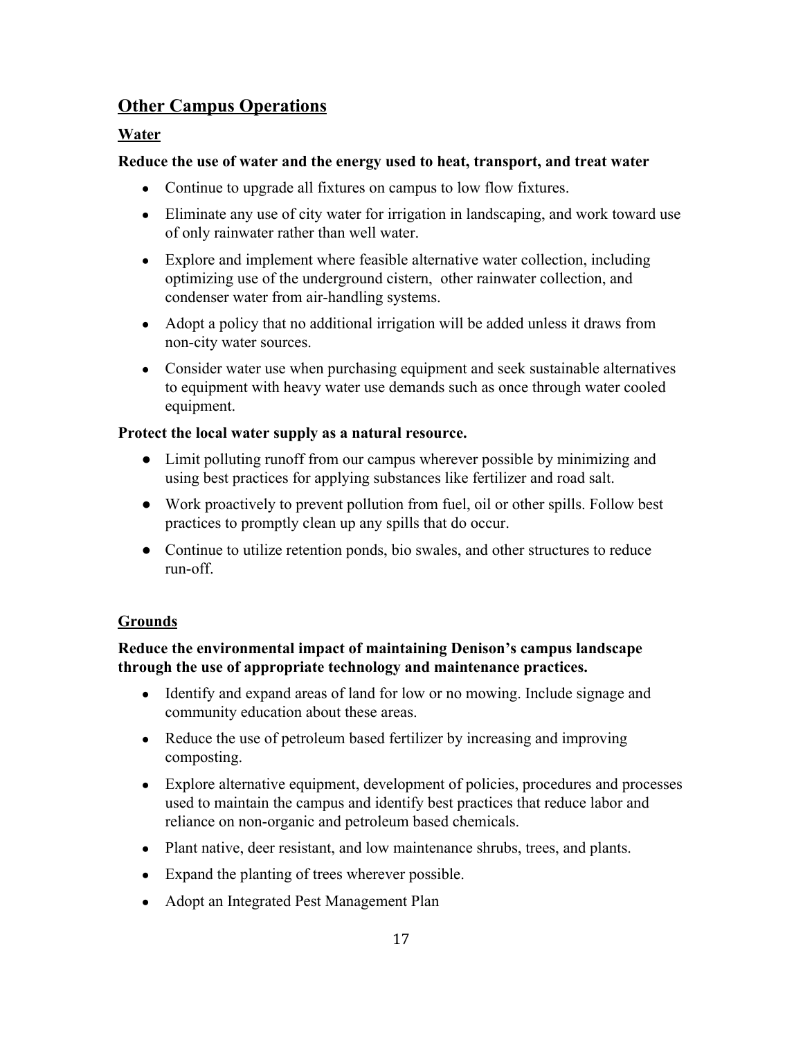## Other Campus Operations

### Water

**Reduce the use of water and the energy used to heat, transport, and treat water**

- Continue to upgrade all fixtures on campus to low flow fixtures.
- Eliminate any use of city water for irrigation in landscaping, and work toward use of only rainwater rather than well water.
- Explore and implement where feasible alternative water collection, including optimizing use of the underground cistern, other rainwater collection, and condenser water from air-handling systems.
- Adopt a policy that no additional irrigation will be added unless it draws from non-city water sources.
- Consider water use when purchasing equipment and seek sustainable alternatives to equipment with heavy water use demands such as once through water cooled equipment.

**Protect the local water supply as a natural resource.**

- Limit polluting runoff from our campus wherever possible by minimizing and using best practices for applying substances like fertilizer and road salt.
- Work proactively to prevent pollution from fuel, oil or other spills. Follow best practices to promptly clean up any spills that do occur.
- Continue to utilize retention ponds, bio swales, and other structures to reduce run-off.

### Grounds

**Reduce the environmental impact of maintaining Denison's campus landscape through the use of appropriate technology and maintenance practices.**

- Identify and expand areas of land for low or no mowing. Include signage and community education about these areas.
- Reduce the use of petroleum based fertilizer by increasing and improving composting.
- Explore alternative equipment, development of policies, procedures and processes used to maintain the campus and identify best practices that reduce labor and reliance on non-organic and petroleum based chemicals.
- Plant native, deer resistant, and low maintenance shrubs, trees, and plants.
- Expand the planting of trees wherever possible.
- Adopt an Integrated Pest Management Plan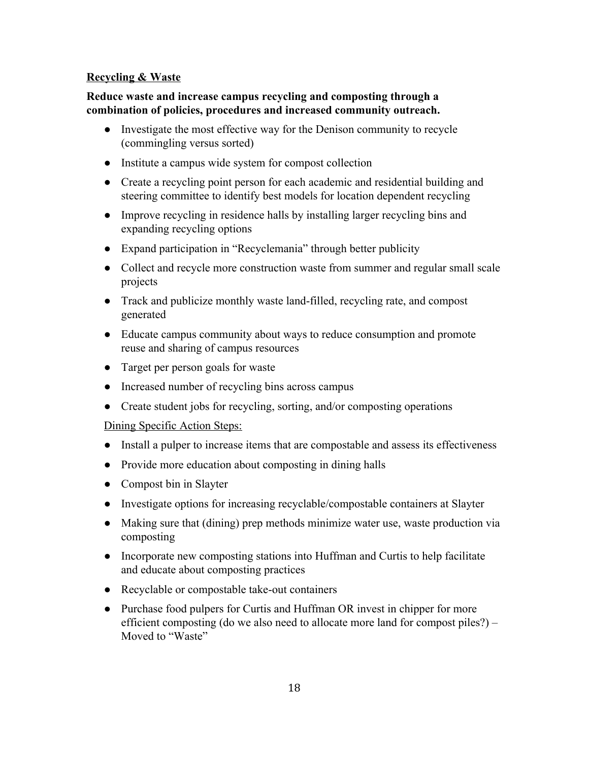## Recycling & Waste

**Reduce waste and increase campus recycling and composting through a combination of policies, procedures and increased community outreach.**

- Investigate the most effective way for the Denison community to recycle (commingling versus sorted)
- Institute a campus wide system for compost collection
- Create a recycling point person for each academic and residential building and steering committee to identify best models for location dependent recycling
- Improve recycling in residence halls by installing larger recycling bins and expanding recycling options
- Expand participation in "Recyclemania" through better publicity
- Collect and recycle more construction waste from summer and regular small scale projects
- Track and publicize monthly waste land-filled, recycling rate, and compost generated
- Educate campus community about ways to reduce consumption and promote reuse and sharing of campus resources
- Target per person goals for waste
- Increased number of recycling bins across campus
- Create student jobs for recycling, sorting, and/or composting operations

Dining Specific Action Steps:

- Install a pulper to increase items that are compostable and assess its effectiveness
- Provide more education about composting in dining halls
- Compost bin in Slayter
- Investigate options for increasing recyclable/compostable containers at Slayter
- Making sure that (dining) prep methods minimize water use, waste production via composting
- Incorporate new composting stations into Huffman and Curtis to help facilitate and educate about composting practices
- Recyclable or compostable take-out containers
- Purchase food pulpers for Curtis and Huffman OR invest in chipper for more efficient composting (do we also need to allocate more land for compost piles?) – Moved to "Waste"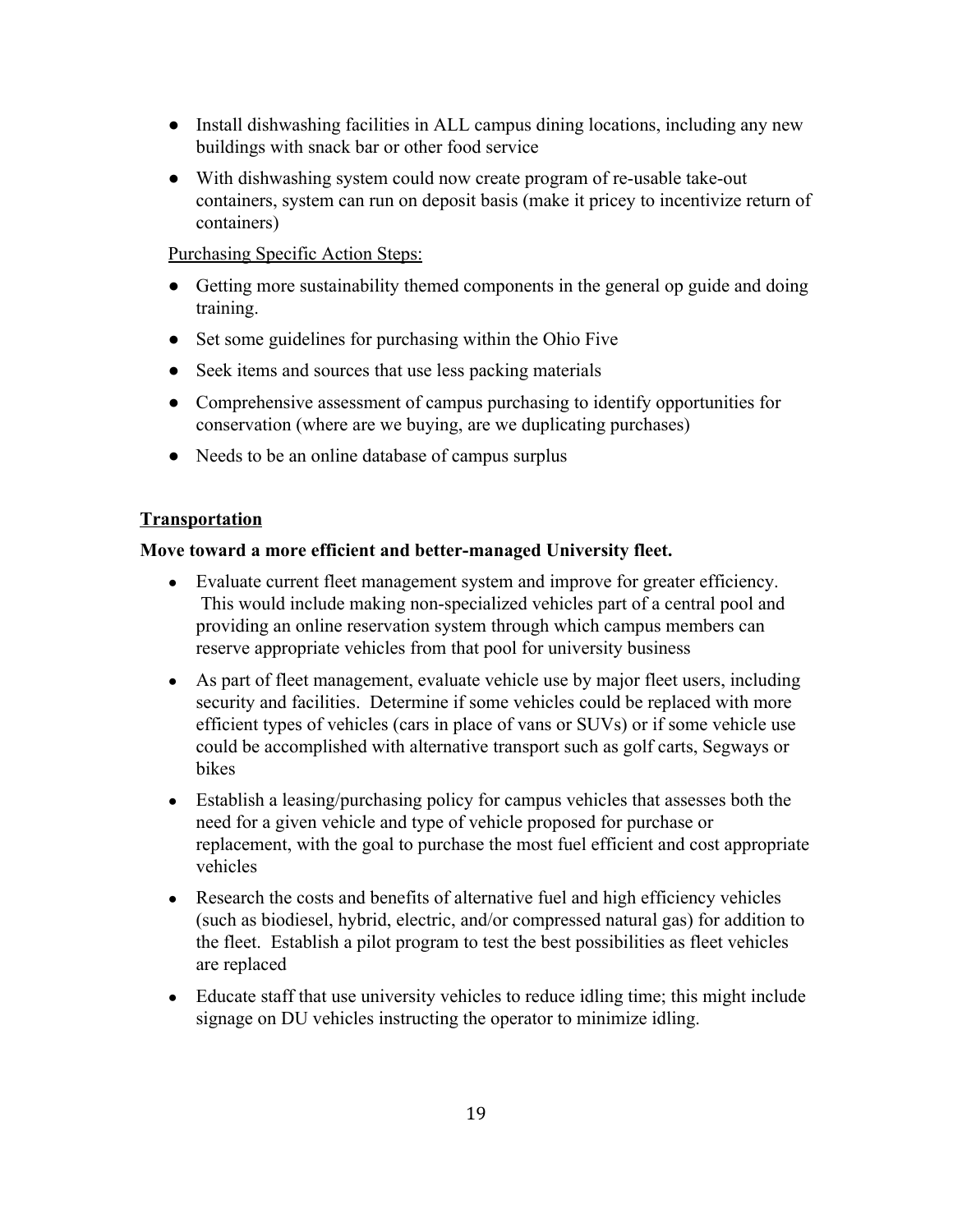- Install dishwashing facilities in ALL campus dining locations, including any new buildings with snack bar or other food service
- With dishwashing system could now create program of re-usable take-out containers, system can run on deposit basis (make it pricey to incentivize return of containers)

<u>Purchasing Specific Action Steps:</u>

- Getting more sustainability themed components in the general op guide and doing training.
- Set some guidelines for purchasing within the Ohio Five
- Seek items and sources that use less packing materials
- Comprehensive assessment of campus purchasing to identify opportunities for conservation (where are we buying, are we duplicating purchases)
- Needs to be an online database of campus surplus

## <u>Transportation</u>

**Move toward a more efficient and better-managed University fleet.**

- Evaluate current fleet management system and improve for greater efficiency. This would include making non-specialized vehicles part of a central pool and providing an online reservation system through which campus members can reserve appropriate vehicles from that pool for university business
- As part of fleet management, evaluate vehicle use by major fleet users, including security and facilities. Determine if some vehicles could be replaced with more efficient types of vehicles (cars in place of vans or SUVs) or if some vehicle use could be accomplished with alternative transport such as golf carts, Segways or bikes
- Establish a leasing/purchasing policy for campus vehicles that assesses both the need for a given vehicle and type of vehicle proposed for purchase or replacement, with the goal to purchase the most fuel efficient and cost appropriate vehicles
- Research the costs and benefits of alternative fuel and high efficiency vehicles (such as biodiesel, hybrid, electric, and/or compressed natural gas) for addition to the fleet. Establish a pilot program to test the best possibilities as fleet vehicles are replaced
- Educate staff that use university vehicles to reduce idling time; this might include signage on DU vehicles instructing the operator to minimize idling.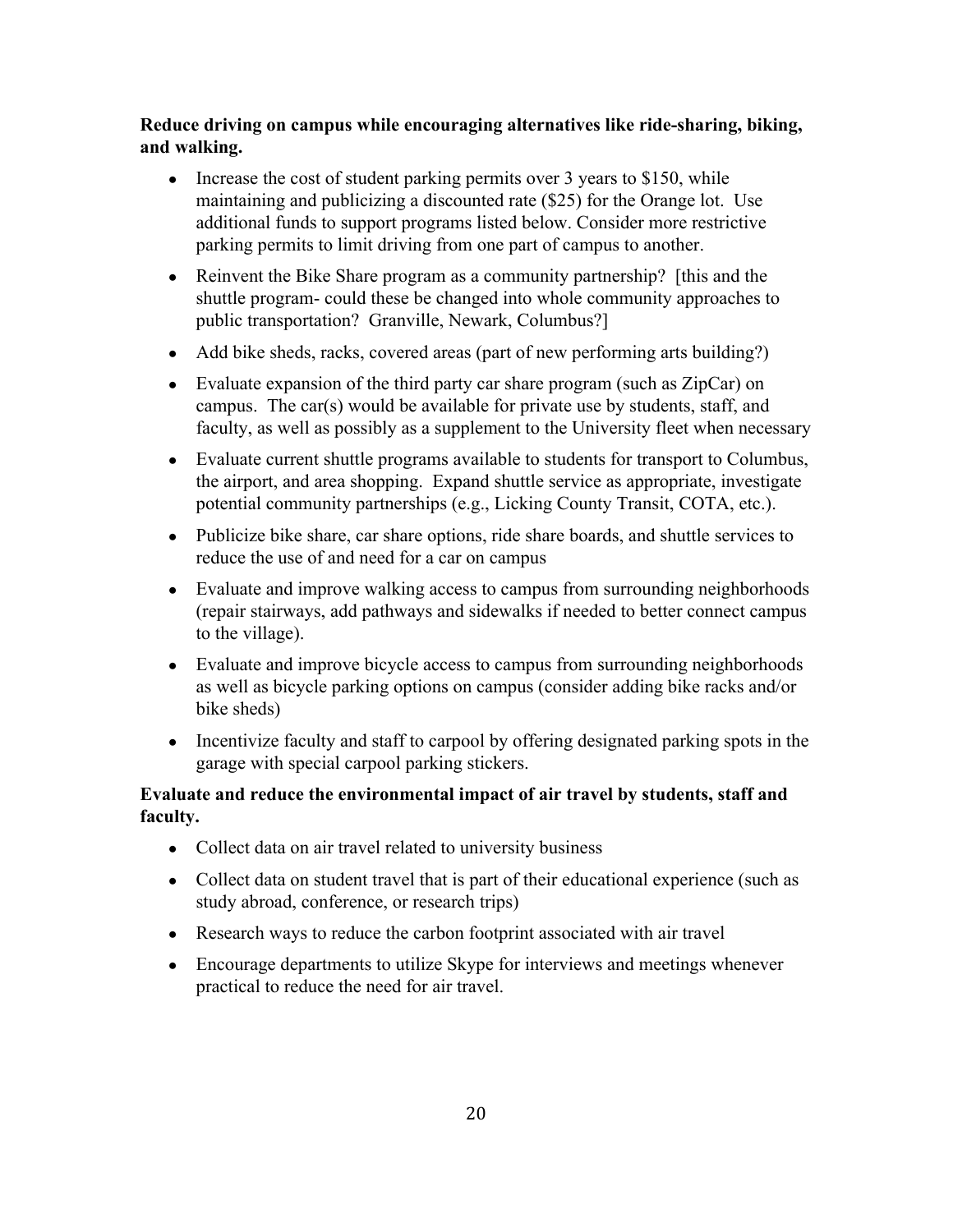**Reduce driving on campus while encouraging alternatives like ride-sharing, biking, and walking.**

- Increase the cost of student parking permits over 3 years to $150, while maintaining and publicizing a discounted rate ($25) for the Orange lot. Use additional funds to support programs listed below. Consider more restrictive parking permits to limit driving from one part of campus to another.
- Reinvent the Bike Share program as a community partnership? [this and the shuttle program- could these be changed into whole community approaches to public transportation? Granville, Newark, Columbus?]
- Add bike sheds, racks, covered areas (part of new performing arts building?)
- Evaluate expansion of the third party car share program (such as ZipCar) on campus. The car(s) would be available for private use by students, staff, and faculty, as well as possibly as a supplement to the University fleet when necessary
- Evaluate current shuttle programs available to students for transport to Columbus, the airport, and area shopping. Expand shuttle service as appropriate, investigate potential community partnerships (e.g., Licking County Transit, COTA, etc.).
- Publicize bike share, car share options, ride share boards, and shuttle services to reduce the use of and need for a car on campus
- Evaluate and improve walking access to campus from surrounding neighborhoods (repair stairways, add pathways and sidewalks if needed to better connect campus to the village).
- Evaluate and improve bicycle access to campus from surrounding neighborhoods as well as bicycle parking options on campus (consider adding bike racks and/or bike sheds)
- Incentivize faculty and staff to carpool by offering designated parking spots in the garage with special carpool parking stickers.

**Evaluate and reduce the environmental impact of air travel by students, staff and faculty.**

- Collect data on air travel related to university business
- Collect data on student travel that is part of their educational experience (such as study abroad, conference, or research trips)
- Research ways to reduce the carbon footprint associated with air travel
- Encourage departments to utilize Skype for interviews and meetings whenever practical to reduce the need for air travel.